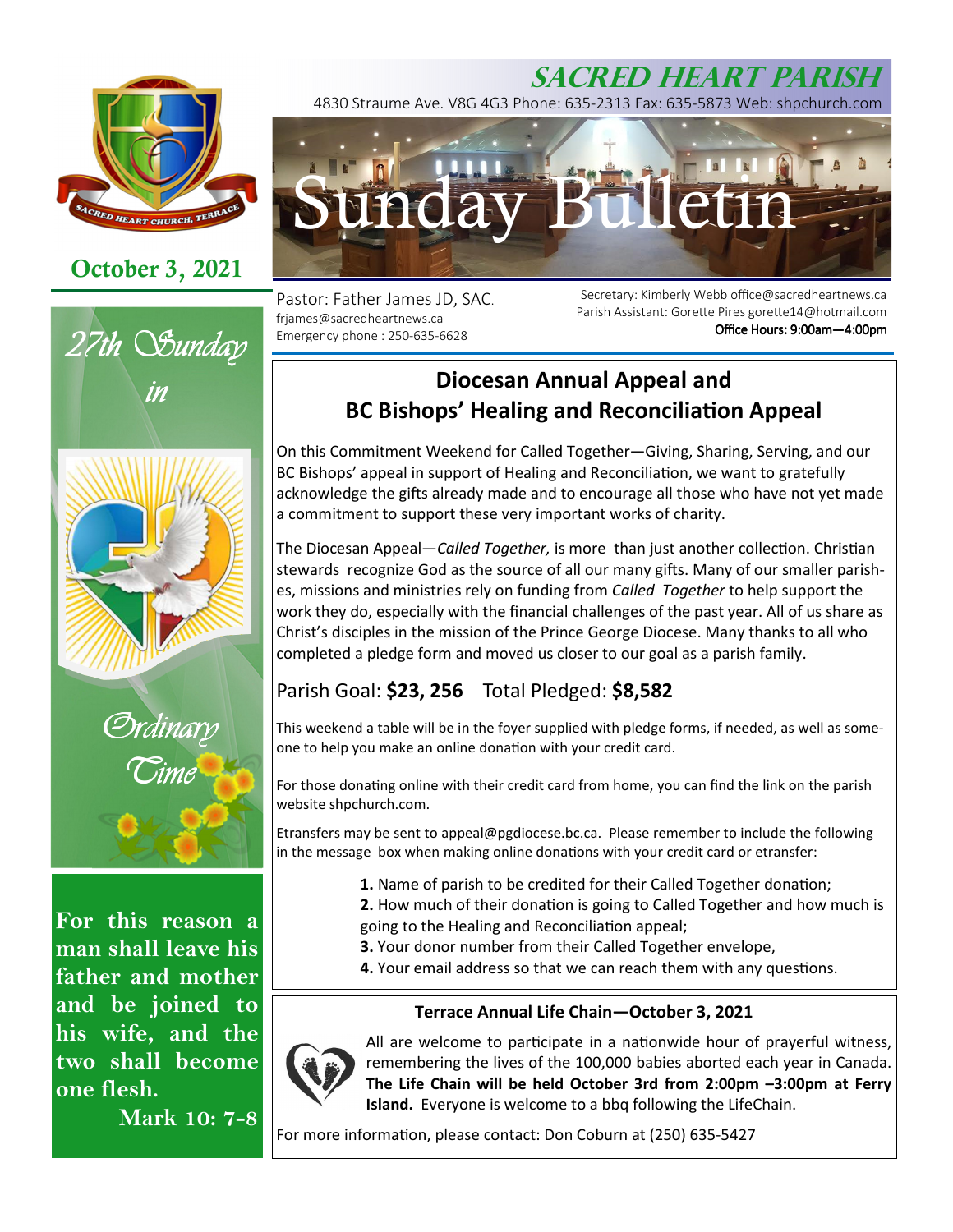# SACRED HEART PARISH

4830 Straume Ave. V8G 4G3 Phone: 635-2313 Fax: 635-5873 Web: shpchurch.com

# Sunday Bulletin

**October 3, 2021**

Pastor: Father James JD, SAC.
frjames@sacredheartnews.ca
Emergency phone : 250-635-6628

Secretary: Kimberly Webb office@sacredheartnews.ca
Parish Assistant: Gorette Pires gorette14@hotmail.com
**Office Hours: 9:00am—4:00pm**

*27th Sunday in Ordinary Time*

**For this reason a man shall leave his father and mother and be joined to his wife, and the two shall become one flesh.**
**Mark 10: 7-8**

## Diocesan Annual Appeal and BC Bishops' Healing and Reconciliation Appeal

On this Commitment Weekend for Called Together—Giving, Sharing, Serving, and our BC Bishops' appeal in support of Healing and Reconciliation, we want to gratefully acknowledge the gifts already made and to encourage all those who have not yet made a commitment to support these very important works of charity.

The Diocesan Appeal—*Called Together,* is more than just another collection. Christian stewards recognize God as the source of all our many gifts. Many of our smaller parishes, missions and ministries rely on funding from *Called Together* to help support the work they do, especially with the financial challenges of the past year. All of us share as Christ's disciples in the mission of the Prince George Diocese. Many thanks to all who completed a pledge form and moved us closer to our goal as a parish family.

Parish Goal: **$23, 256** Total Pledged: **$8,582**

This weekend a table will be in the foyer supplied with pledge forms, if needed, as well as someone to help you make an online donation with your credit card.

For those donating online with their credit card from home, you can find the link on the parish website shpchurch.com.

Etransfers may be sent to appeal@pgdiocese.bc.ca. Please remember to include the following in the message box when making online donations with your credit card or etransfer:

**1.** Name of parish to be credited for their Called Together donation;
**2.** How much of their donation is going to Called Together and how much is going to the Healing and Reconciliation appeal;
**3.** Your donor number from their Called Together envelope,
**4.** Your email address so that we can reach them with any questions.

### Terrace Annual Life Chain—October 3, 2021

All are welcome to participate in a nationwide hour of prayerful witness, remembering the lives of the 100,000 babies aborted each year in Canada. **The Life Chain will be held October 3rd from 2:00pm –3:00pm at Ferry Island.** Everyone is welcome to a bbq following the LifeChain.

For more information, please contact: Don Coburn at (250) 635-5427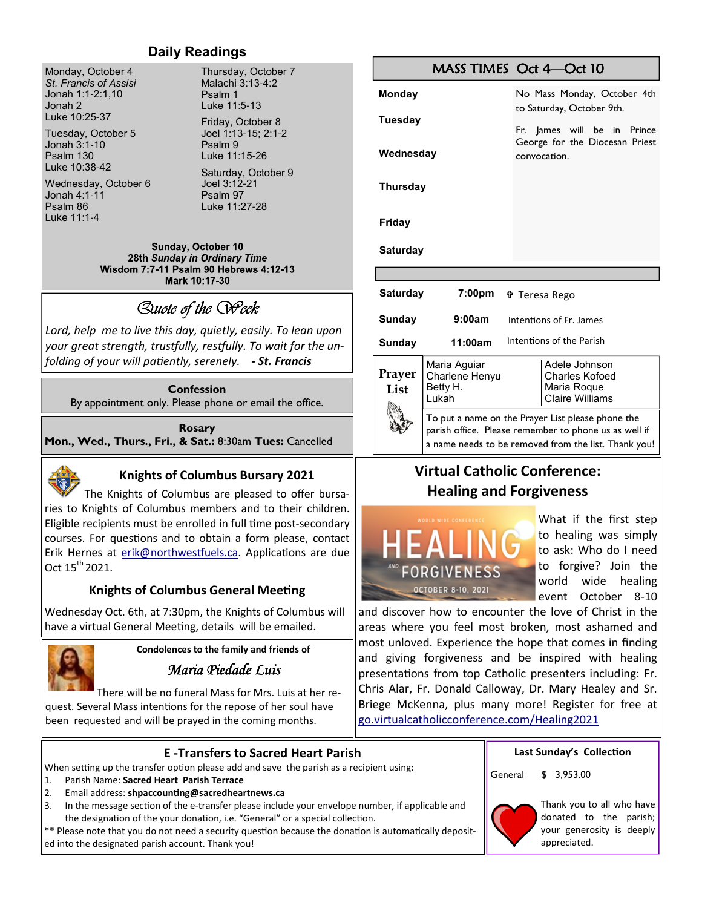## Daily Readings

Monday, October 4
*St. Francis of Assisi*
Jonah 1:1-2:1,10
Jonah 2
Luke 10:25-37

Tuesday, October 5
Jonah 3:1-10
Psalm 130
Luke 10:38-42

Wednesday, October 6
Jonah 4:1-11
Psalm 86
Luke 11:1-4

Thursday, October 7
Malachi 3:13-4:2
Psalm 1
Luke 11:5-13

Friday, October 8
Joel 1:13-15; 2:1-2
Psalm 9
Luke 11:15-26

Saturday, October 9
Joel 3:12-21
Psalm 97
Luke 11:27-28

**Sunday, October 10**
**28th *Sunday in Ordinary Time***
**Wisdom 7:7-11 Psalm 90 Hebrews 4:12-13**
**Mark 10:17-30**

## *Quote of the Week*

*Lord, help me to live this day, quietly, easily. To lean upon your great strength, trustfully, restfully. To wait for the unfolding of your will patiently, serenely.* **- *St. Francis***

**Confession**
By appointment only. Please phone or email the office.

**Rosary**
**Mon., Wed., Thurs., Fri., & Sat.:** 8:30am **Tues:** Cancelled

## Knights of Columbus Bursary 2021

The Knights of Columbus are pleased to offer bursaries to Knights of Columbus members and to their children. Eligible recipients must be enrolled in full time post-secondary courses. For questions and to obtain a form please, contact Erik Hernes at erik@northwestfuels.ca. Applications are due Oct 15th 2021.

## Knights of Columbus General Meeting

Wednesday Oct. 6th, at 7:30pm, the Knights of Columbus will have a virtual General Meeting, details will be emailed.

**Condolences to the family and friends of**

*Maria Piedade Luis*

There will be no funeral Mass for Mrs. Luis at her request. Several Mass intentions for the repose of her soul have been requested and will be prayed in the coming months.

## MASS TIMES Oct 4—Oct 10

| | | |
|---|---|---|
| **Monday** | | No Mass Monday, October 4th to Saturday, October 9th. |
| **Tuesday** | | Fr. James will be in Prince George for the Diocesan Priest convocation. |
| **Wednesday** | | |
| **Thursday** | | |
| **Friday** | | |
| **Saturday** | | |
| **Saturday** | **7:00pm** | ✞ Teresa Rego |
| **Sunday** | **9:00am** | Intentions of Fr. James |
| **Sunday** | **11:00am** | Intentions of the Parish |

**Prayer List**

| | |
|---|---|
| Maria Aguiar | Adele Johnson |
| Charlene Henyu | Charles Kofoed |
| Betty H. | Maria Roque |
| Lukah | Claire Williams |

To put a name on the Prayer List please phone the parish office. Please remember to phone us as well if a name needs to be removed from the list. Thank you!

## Virtual Catholic Conference: Healing and Forgiveness

What if the first step to healing was simply to ask: Who do I need to forgive? Join the world wide healing event October 8-10 and discover how to encounter the love of Christ in the areas where you feel most broken, most ashamed and most unloved. Experience the hope that comes in finding and giving forgiveness and be inspired with healing presentations from top Catholic presenters including: Fr. Chris Alar, Fr. Donald Calloway, Dr. Mary Healey and Sr. Briege McKenna, plus many more! Register for free at go.virtualcatholicconference.com/Healing2021

## E -Transfers to Sacred Heart Parish

When setting up the transfer option please add and save the parish as a recipient using:

1. Parish Name: **Sacred Heart Parish Terrace**
2. Email address: **shpaccounting@sacredheartnews.ca**
3. In the message section of the e-transfer please include your envelope number, if applicable and the designation of your donation, i.e. "General" or a special collection.

** Please note that you do not need a security question because the donation is automatically deposited into the designated parish account. Thank you!

**Last Sunday's Collection**

General $ 3,953.00

Thank you to all who have donated to the parish; your generosity is deeply appreciated.